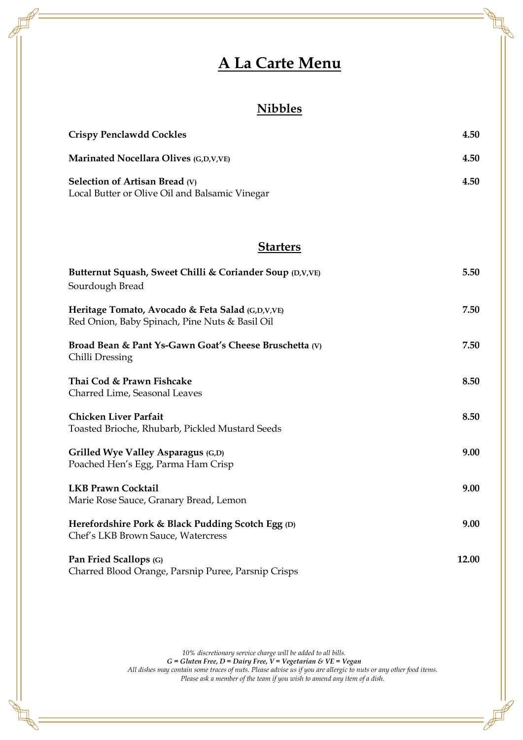# A La Carte Menu

## Nibbles

**Crispy Penclawdd Cockles** **4.50**

**Marinated Nocellara Olives** **(G,D,V,VE)** **4.50**

**Selection of Artisan Bread** **(V)** **4.50**
Local Butter or Olive Oil and Balsamic Vinegar

## Starters

**Butternut Squash, Sweet Chilli & Coriander Soup** **(D,V,VE)** **5.50**
Sourdough Bread

**Heritage Tomato, Avocado & Feta Salad** **(G,D,V,VE)** **7.50**
Red Onion, Baby Spinach, Pine Nuts & Basil Oil

**Broad Bean & Pant Ys-Gawn Goat's Cheese Bruschetta** **(V)** **7.50**
Chilli Dressing

**Thai Cod & Prawn Fishcake** **8.50**
Charred Lime, Seasonal Leaves

**Chicken Liver Parfait** **8.50**
Toasted Brioche, Rhubarb, Pickled Mustard Seeds

**Grilled Wye Valley Asparagus** **(G,D)** **9.00**
Poached Hen's Egg, Parma Ham Crisp

**LKB Prawn Cocktail** **9.00**
Marie Rose Sauce, Granary Bread, Lemon

**Herefordshire Pork & Black Pudding Scotch Egg** **(D)** **9.00**
Chef's LKB Brown Sauce, Watercress

**Pan Fried Scallops** **(G)** **12.00**
Charred Blood Orange, Parsnip Puree, Parsnip Crisps

*10% discretionary service charge will be added to all bills.*
***G = Gluten Free, D = Dairy Free, V = Vegetarian & VE = Vegan***
*All dishes may contain some traces of nuts. Please advise us if you are allergic to nuts or any other food items.*
*Please ask a member of the team if you wish to amend any item of a dish.*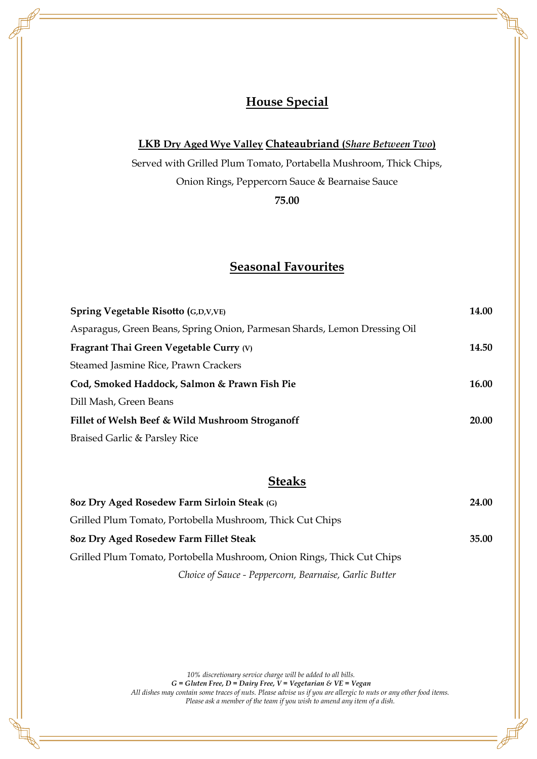## House Special

**LKB Dry Aged Wye Valley Chateaubriand (*Share Between Two*)**

Served with Grilled Plum Tomato, Portabella Mushroom, Thick Chips,

Onion Rings, Peppercorn Sauce & Bearnaise Sauce

**75.00**

## Seasonal Favourites

**Spring Vegetable Risotto (G,D,V,VE)** **14.00**

Asparagus, Green Beans, Spring Onion, Parmesan Shards, Lemon Dressing Oil

**Fragrant Thai Green Vegetable Curry (V)** **14.50**

Steamed Jasmine Rice, Prawn Crackers

**Cod, Smoked Haddock, Salmon & Prawn Fish Pie** **16.00**

Dill Mash, Green Beans

**Fillet of Welsh Beef & Wild Mushroom Stroganoff** **20.00**

Braised Garlic & Parsley Rice

## Steaks

**8oz Dry Aged Rosedew Farm Sirloin Steak (G)** **24.00**

Grilled Plum Tomato, Portobella Mushroom, Thick Cut Chips

**8oz Dry Aged Rosedew Farm Fillet Steak** **35.00**

Grilled Plum Tomato, Portobella Mushroom, Onion Rings, Thick Cut Chips

*Choice of Sauce - Peppercorn, Bearnaise, Garlic Butter*

*10% discretionary service charge will be added to all bills.*
***G = Gluten Free, D = Dairy Free, V = Vegetarian & VE = Vegan***
*All dishes may contain some traces of nuts. Please advise us if you are allergic to nuts or any other food items.*
*Please ask a member of the team if you wish to amend any item of a dish.*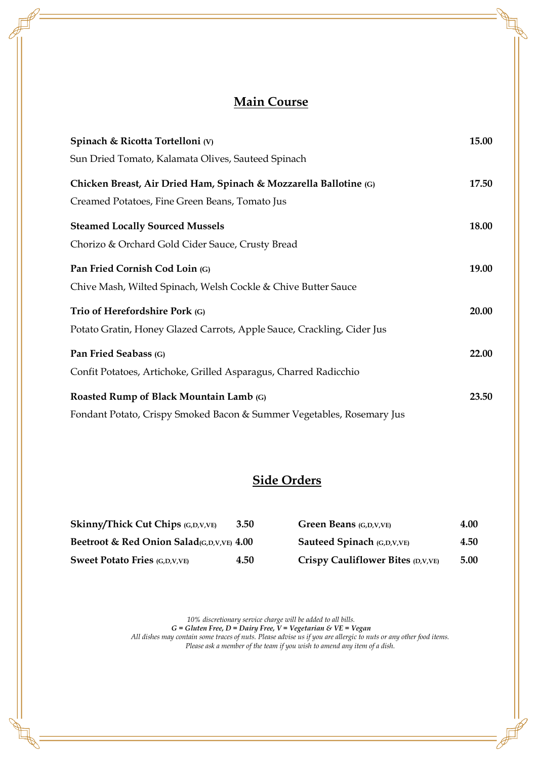## Main Course

**Spinach & Ricotta Tortelloni** (V) **15.00**

Sun Dried Tomato, Kalamata Olives, Sauteed Spinach

**Chicken Breast, Air Dried Ham, Spinach & Mozzarella Ballotine** (G) **17.50**

Creamed Potatoes, Fine Green Beans, Tomato Jus

**Steamed Locally Sourced Mussels** **18.00**

Chorizo & Orchard Gold Cider Sauce, Crusty Bread

**Pan Fried Cornish Cod Loin** (G) **19.00**

Chive Mash, Wilted Spinach, Welsh Cockle & Chive Butter Sauce

**Trio of Herefordshire Pork** (G) **20.00**

Potato Gratin, Honey Glazed Carrots, Apple Sauce, Crackling, Cider Jus

**Pan Fried Seabass** (G) **22.00**

Confit Potatoes, Artichoke, Grilled Asparagus, Charred Radicchio

**Roasted Rump of Black Mountain Lamb** (G) **23.50**

Fondant Potato, Crispy Smoked Bacon & Summer Vegetables, Rosemary Jus

## Side Orders

**Skinny/Thick Cut Chips** (G,D,V,VE) **3.50**

**Beetroot & Red Onion Salad** (G,D,V,VE) **4.00**

**Sweet Potato Fries** (G,D,V,VE) **4.50**

**Green Beans** (G,D,V,VE) **4.00**

**Sauteed Spinach** (G,D,V,VE) **4.50**

**Crispy Cauliflower Bites** (D,V,VE) **5.00**

*10% discretionary service charge will be added to all bills.*
***G = Gluten Free, D = Dairy Free, V = Vegetarian & VE = Vegan***
*All dishes may contain some traces of nuts. Please advise us if you are allergic to nuts or any other food items.*
*Please ask a member of the team if you wish to amend any item of a dish.*